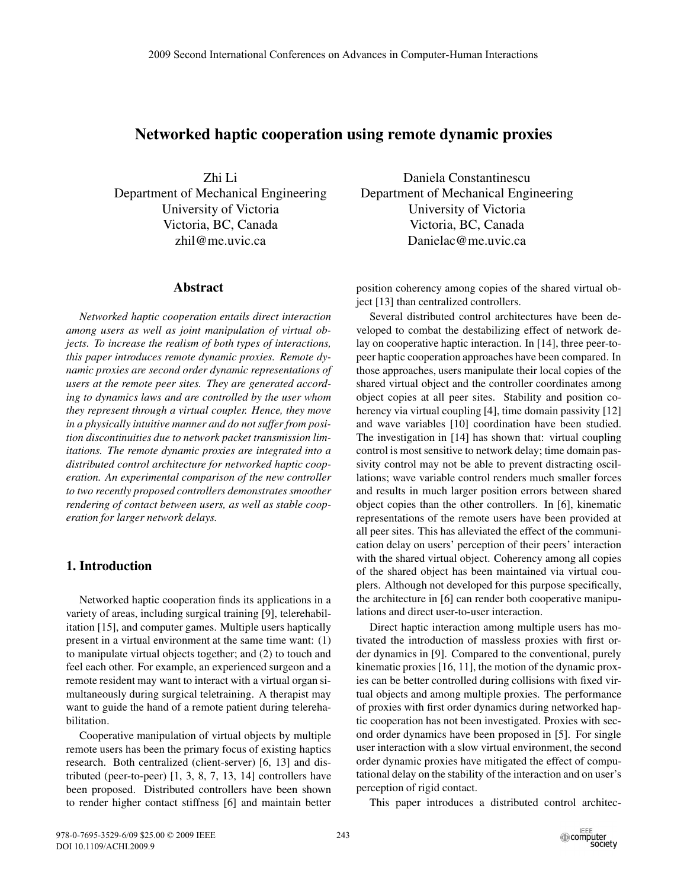# Networked haptic cooperation using remote dynamic proxies

Zhi Li
Department of Mechanical Engineering
University of Victoria
Victoria, BC, Canada
zhil@me.uvic.ca

Daniela Constantinescu
Department of Mechanical Engineering
University of Victoria
Victoria, BC, Canada
Danielac@me.uvic.ca

## Abstract

*Networked haptic cooperation entails direct interaction among users as well as joint manipulation of virtual objects. To increase the realism of both types of interactions, this paper introduces remote dynamic proxies. Remote dynamic proxies are second order dynamic representations of users at the remote peer sites. They are generated according to dynamics laws and are controlled by the user whom they represent through a virtual coupler. Hence, they move in a physically intuitive manner and do not suffer from position discontinuities due to network packet transmission limitations. The remote dynamic proxies are integrated into a distributed control architecture for networked haptic cooperation. An experimental comparison of the new controller to two recently proposed controllers demonstrates smoother rendering of contact between users, as well as stable cooperation for larger network delays.*

## 1. Introduction

Networked haptic cooperation finds its applications in a variety of areas, including surgical training [9], telerehabilitation [15], and computer games. Multiple users haptically present in a virtual environment at the same time want: (1) to manipulate virtual objects together; and (2) to touch and feel each other. For example, an experienced surgeon and a remote resident may want to interact with a virtual organ simultaneously during surgical teletraining. A therapist may want to guide the hand of a remote patient during telerehabilitation.

Cooperative manipulation of virtual objects by multiple remote users has been the primary focus of existing haptics research. Both centralized (client-server) [6, 13] and distributed (peer-to-peer) [1, 3, 8, 7, 13, 14] controllers have been proposed. Distributed controllers have been shown to render higher contact stiffness [6] and maintain better position coherency among copies of the shared virtual object [13] than centralized controllers.

Several distributed control architectures have been developed to combat the destabilizing effect of network delay on cooperative haptic interaction. In [14], three peer-to-peer haptic cooperation approaches have been compared. In those approaches, users manipulate their local copies of the shared virtual object and the controller coordinates among object copies at all peer sites. Stability and position coherency via virtual coupling [4], time domain passivity [12] and wave variables [10] coordination have been studied. The investigation in [14] has shown that: virtual coupling control is most sensitive to network delay; time domain passivity control may not be able to prevent distracting oscillations; wave variable control renders much smaller forces and results in much larger position errors between shared object copies than the other controllers. In [6], kinematic representations of the remote users have been provided at all peer sites. This has alleviated the effect of the communication delay on users' perception of their peers' interaction with the shared virtual object. Coherency among all copies of the shared object has been maintained via virtual couplers. Although not developed for this purpose specifically, the architecture in [6] can render both cooperative manipulations and direct user-to-user interaction.

Direct haptic interaction among multiple users has motivated the introduction of massless proxies with first order dynamics in [9]. Compared to the conventional, purely kinematic proxies [16, 11], the motion of the dynamic proxies can be better controlled during collisions with fixed virtual objects and among multiple proxies. The performance of proxies with first order dynamics during networked haptic cooperation has not been investigated. Proxies with second order dynamics have been proposed in [5]. For single user interaction with a slow virtual environment, the second order dynamic proxies have mitigated the effect of computational delay on the stability of the interaction and on user's perception of rigid contact.

This paper introduces a distributed control architec-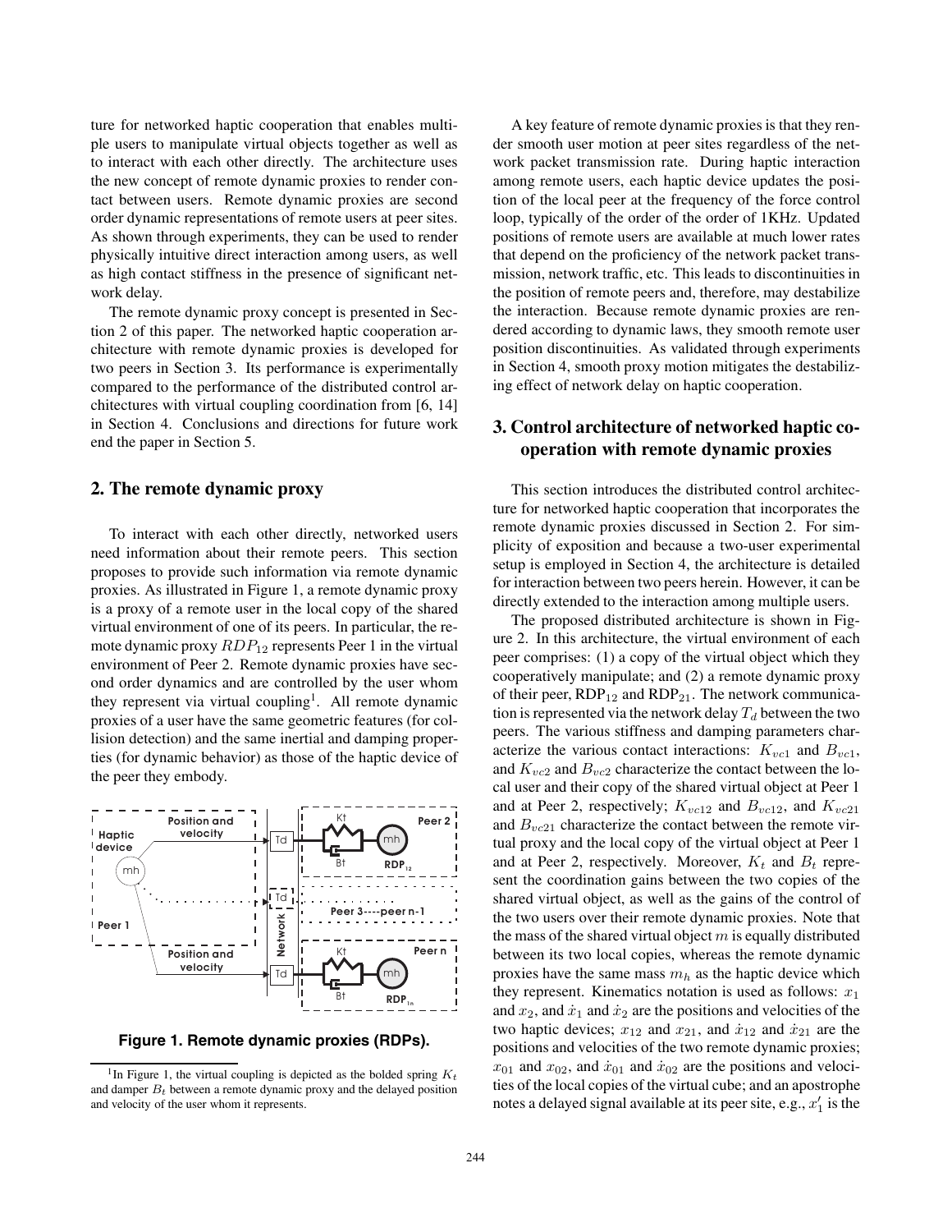ture for networked haptic cooperation that enables multiple users to manipulate virtual objects together as well as to interact with each other directly. The architecture uses the new concept of remote dynamic proxies to render contact between users. Remote dynamic proxies are second order dynamic representations of remote users at peer sites. As shown through experiments, they can be used to render physically intuitive direct interaction among users, as well as high contact stiffness in the presence of significant network delay.

The remote dynamic proxy concept is presented in Section 2 of this paper. The networked haptic cooperation architecture with remote dynamic proxies is developed for two peers in Section 3. Its performance is experimentally compared to the performance of the distributed control architectures with virtual coupling coordination from [6, 14] in Section 4. Conclusions and directions for future work end the paper in Section 5.

## 2. The remote dynamic proxy

To interact with each other directly, networked users need information about their remote peers. This section proposes to provide such information via remote dynamic proxies. As illustrated in Figure 1, a remote dynamic proxy is a proxy of a remote user in the local copy of the shared virtual environment of one of its peers. In particular, the remote dynamic proxy $RDP_{12}$ represents Peer 1 in the virtual environment of Peer 2. Remote dynamic proxies have second order dynamics and are controlled by the user whom they represent via virtual coupling[1]. All remote dynamic proxies of a user have the same geometric features (for collision detection) and the same inertial and damping properties (for dynamic behavior) as those of the haptic device of the peer they embody.

**Figure 1. Remote dynamic proxies (RDPs).**

[1] In Figure 1, the virtual coupling is depicted as the bolded spring $K_t$ and damper $B_t$ between a remote dynamic proxy and the delayed position and velocity of the user whom it represents.

A key feature of remote dynamic proxies is that they render smooth user motion at peer sites regardless of the network packet transmission rate. During haptic interaction among remote users, each haptic device updates the position of the local peer at the frequency of the force control loop, typically of the order of the order of 1KHz. Updated positions of remote users are available at much lower rates that depend on the proficiency of the network packet transmission, network traffic, etc. This leads to discontinuities in the position of remote peers and, therefore, may destabilize the interaction. Because remote dynamic proxies are rendered according to dynamic laws, they smooth remote user position discontinuities. As validated through experiments in Section 4, smooth proxy motion mitigates the destabilizing effect of network delay on haptic cooperation.

## 3. Control architecture of networked haptic cooperation with remote dynamic proxies

This section introduces the distributed control architecture for networked haptic cooperation that incorporates the remote dynamic proxies discussed in Section 2. For simplicity of exposition and because a two-user experimental setup is employed in Section 4, the architecture is detailed for interaction between two peers herein. However, it can be directly extended to the interaction among multiple users.

The proposed distributed architecture is shown in Figure 2. In this architecture, the virtual environment of each peer comprises: (1) a copy of the virtual object which they cooperatively manipulate; and (2) a remote dynamic proxy of their peer, $RDP_{12}$ and $RDP_{21}$. The network communication is represented via the network delay $T_d$ between the two peers. The various stiffness and damping parameters characterize the various contact interactions: $K_{vc1}$ and $B_{vc1}$, and $K_{vc2}$ and $B_{vc2}$ characterize the contact between the local user and their copy of the shared virtual object at Peer 1 and at Peer 2, respectively; $K_{vc12}$ and $B_{vc12}$, and $K_{vc21}$ and $B_{vc21}$ characterize the contact between the remote virtual proxy and the local copy of the virtual object at Peer 1 and at Peer 2, respectively. Moreover, $K_t$ and $B_t$ represent the coordination gains between the two copies of the shared virtual object, as well as the gains of the control of the two users over their remote dynamic proxies. Note that the mass of the shared virtual object $m$ is equally distributed between its two local copies, whereas the remote dynamic proxies have the same mass $m_h$ as the haptic device which they represent. Kinematics notation is used as follows: $x_1$ and $x_2$, and $\dot{x}_1$ and $\dot{x}_2$ are the positions and velocities of the two haptic devices; $x_{12}$ and $x_{21}$, and $\dot{x}_{12}$ and $\dot{x}_{21}$ are the positions and velocities of the two remote dynamic proxies; $x_{01}$ and $x_{02}$, and $\dot{x}_{01}$ and $\dot{x}_{02}$ are the positions and velocities of the local copies of the virtual cube; and an apostrophe notes a delayed signal available at its peer site, e.g., $x_1'$ is the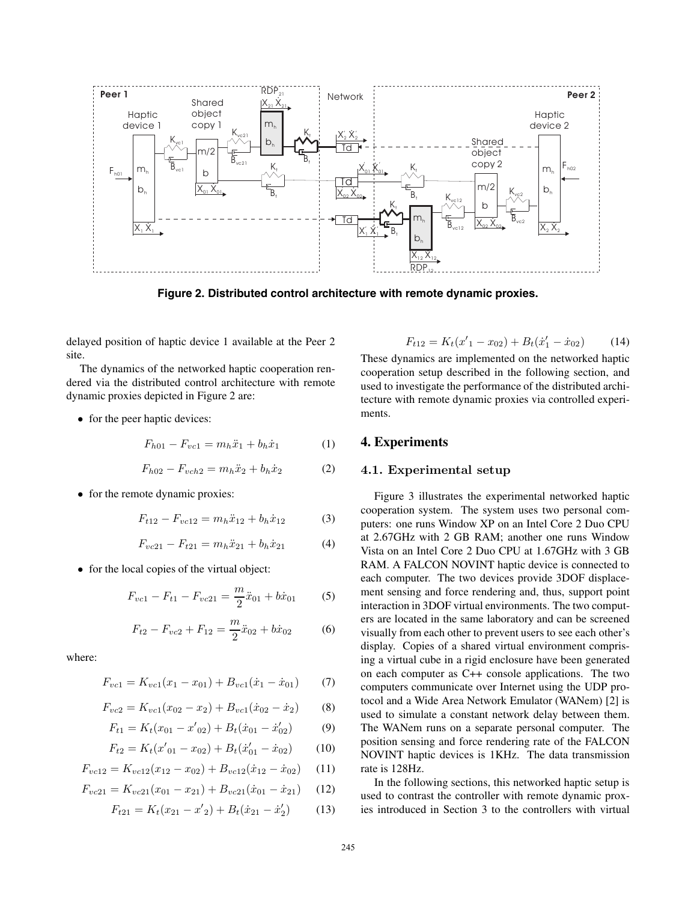Figure 2. Distributed control architecture with remote dynamic proxies.

delayed position of haptic device 1 available at the Peer 2 site.

The dynamics of the networked haptic cooperation rendered via the distributed control architecture with remote dynamic proxies depicted in Figure 2 are:

- for the peer haptic devices:

$$F_{h01} - F_{vc1} = m_h \ddot{x}_1 + b_h \dot{x}_1 \qquad (1)$$

$$F_{h02} - F_{vch2} = m_h \ddot{x}_2 + b_h \dot{x}_2 \qquad (2)$$

- for the remote dynamic proxies:

$$F_{t12} - F_{vc12} = m_h \ddot{x}_{12} + b_h \dot{x}_{12} \qquad (3)$$

$$F_{vc21} - F_{t21} = m_h \ddot{x}_{21} + b_h \dot{x}_{21} \qquad (4)$$

- for the local copies of the virtual object:

$$F_{vc1} - F_{t1} - F_{vc21} = \frac{m}{2} \ddot{x}_{01} + b \dot{x}_{01} \qquad (5)$$

$$F_{t2} - F_{vc2} + F_{12} = \frac{m}{2} \ddot{x}_{02} + b \dot{x}_{02} \qquad (6)$$

where:

$$F_{vc1} = K_{vc1}(x_1 - x_{01}) + B_{vc1}(\dot{x}_1 - \dot{x}_{01}) \qquad (7)$$

$$F_{vc2} = K_{vc1}(x_{02} - x_2) + B_{vc1}(\dot{x}_{02} - \dot{x}_2) \qquad (8)$$

$$F_{t1} = K_t(x_{01} - x'_{02}) + B_t(\dot{x}_{01} - \dot{x}'_{02}) \qquad (9)$$

$$F_{t2} = K_t(x'_{01} - x_{02}) + B_t(\dot{x}'_{01} - \dot{x}_{02}) \qquad (10)$$

$$F_{vc12} = K_{vc12}(x_{12} - x_{02}) + B_{vc12}(\dot{x}_{12} - \dot{x}_{02}) \qquad (11)$$

$$F_{vc21} = K_{vc21}(x_{01} - x_{21}) + B_{vc21}(\dot{x}_{01} - \dot{x}_{21}) \qquad (12)$$

$$F_{t21} = K_t(x_{21} - x'_2) + B_t(\dot{x}_{21} - \dot{x}'_2) \qquad (13)$$

$$F_{t12} = K_t(x'_1 - x_{02}) + B_t(\dot{x}'_1 - \dot{x}_{02}) \qquad (14)$$

These dynamics are implemented on the networked haptic cooperation setup described in the following section, and used to investigate the performance of the distributed architecture with remote dynamic proxies via controlled experiments.

## 4. Experiments

### 4.1. Experimental setup

Figure 3 illustrates the experimental networked haptic cooperation system. The system uses two personal computers: one runs Window XP on an Intel Core 2 Duo CPU at 2.67GHz with 2 GB RAM; another one runs Window Vista on an Intel Core 2 Duo CPU at 1.67GHz with 3 GB RAM. A FALCON NOVINT haptic device is connected to each computer. The two devices provide 3DOF displacement sensing and force rendering and, thus, support point interaction in 3DOF virtual environments. The two computers are located in the same laboratory and can be screened visually from each other to prevent users to see each other's display. Copies of a shared virtual environment comprising a virtual cube in a rigid enclosure have been generated on each computer as C++ console applications. The two computers communicate over Internet using the UDP protocol and a Wide Area Network Emulator (WANem) [2] is used to simulate a constant network delay between them. The WANem runs on a separate personal computer. The position sensing and force rendering rate of the FALCON NOVINT haptic devices is 1KHz. The data transmission rate is 128Hz.

In the following sections, this networked haptic setup is used to contrast the controller with remote dynamic proxies introduced in Section 3 to the controllers with virtual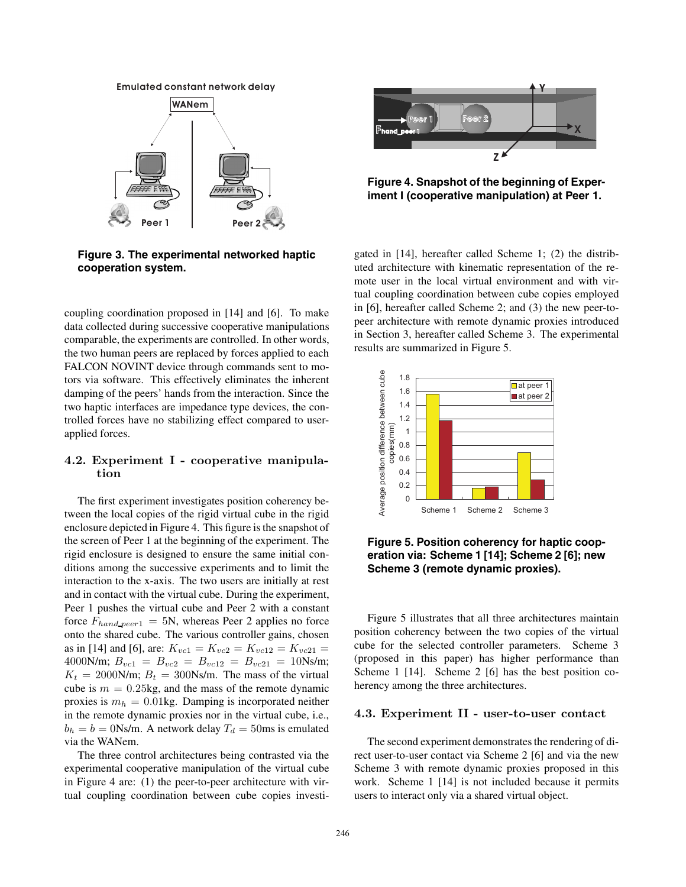Figure 3. The experimental networked haptic cooperation system.

coupling coordination proposed in [14] and [6]. To make data collected during successive cooperative manipulations comparable, the experiments are controlled. In other words, the two human peers are replaced by forces applied to each FALCON NOVINT device through commands sent to motors via software. This effectively eliminates the inherent damping of the peers' hands from the interaction. Since the two haptic interfaces are impedance type devices, the controlled forces have no stabilizing effect compared to user-applied forces.

### 4.2. Experiment I - cooperative manipulation

The first experiment investigates position coherency between the local copies of the rigid virtual cube in the rigid enclosure depicted in Figure 4. This figure is the snapshot of the screen of Peer 1 at the beginning of the experiment. The rigid enclosure is designed to ensure the same initial conditions among the successive experiments and to limit the interaction to the x-axis. The two users are initially at rest and in contact with the virtual cube. During the experiment, Peer 1 pushes the virtual cube and Peer 2 with a constant force $F_{hand\_peer1} = 5$N, whereas Peer 2 applies no force onto the shared cube. The various controller gains, chosen as in [14] and [6], are: $K_{vc1} = K_{vc2} = K_{vc12} = K_{vc21} = 4000$N/m; $B_{vc1} = B_{vc2} = B_{vc12} = B_{vc21} = 10$Ns/m; $K_t = 2000$N/m; $B_t = 300$Ns/m. The mass of the virtual cube is $m = 0.25$kg, and the mass of the remote dynamic proxies is $m_h = 0.01$kg. Damping is incorporated neither in the remote dynamic proxies nor in the virtual cube, i.e., $b_h = b = 0$Ns/m. A network delay $T_d = 50$ms is emulated via the WANem.

The three control architectures being contrasted via the experimental cooperative manipulation of the virtual cube in Figure 4 are: (1) the peer-to-peer architecture with virtual coupling coordination between cube copies investigated in [14], hereafter called Scheme 1; (2) the distributed architecture with kinematic representation of the remote user in the local virtual environment and with virtual coupling coordination between cube copies employed in [6], hereafter called Scheme 2; and (3) the new peer-to-peer architecture with remote dynamic proxies introduced in Section 3, hereafter called Scheme 3. The experimental results are summarized in Figure 5.

Figure 4. Snapshot of the beginning of Experiment I (cooperative manipulation) at Peer 1.

Figure 5. Position coherency for haptic cooperation via: Scheme 1 [14]; Scheme 2 [6]; new Scheme 3 (remote dynamic proxies).

Figure 5 illustrates that all three architectures maintain position coherency between the two copies of the virtual cube for the selected controller parameters. Scheme 3 (proposed in this paper) has higher performance than Scheme 1 [14]. Scheme 2 [6] has the best position coherency among the three architectures.

### 4.3. Experiment II - user-to-user contact

The second experiment demonstrates the rendering of direct user-to-user contact via Scheme 2 [6] and via the new Scheme 3 with remote dynamic proxies proposed in this work. Scheme 1 [14] is not included because it permits users to interact only via a shared virtual object.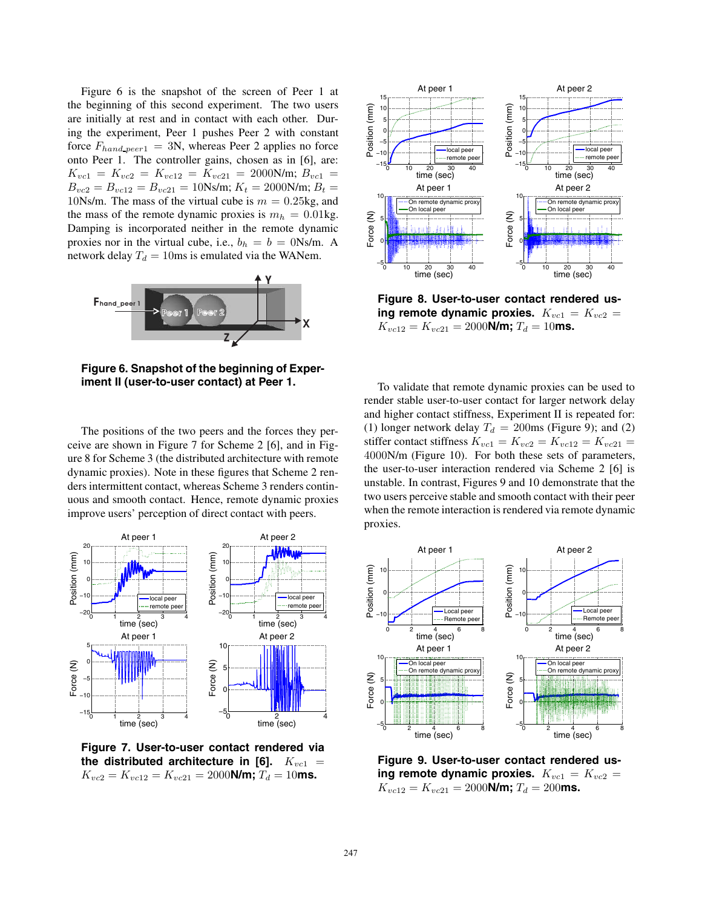Figure 6 is the snapshot of the screen of Peer 1 at the beginning of this second experiment. The two users are initially at rest and in contact with each other. During the experiment, Peer 1 pushes Peer 2 with constant force $F_{hand\_peer1} = 3$N, whereas Peer 2 applies no force onto Peer 1. The controller gains, chosen as in [6], are: $K_{vc1} = K_{vc2} = K_{vc12} = K_{vc21} = 2000$N/m; $B_{vc1} = B_{vc2} = B_{vc12} = B_{vc21} = 10$Ns/m; $K_t = 2000$N/m; $B_t = 10$Ns/m. The mass of the virtual cube is $m = 0.25$kg, and the mass of the remote dynamic proxies is $m_h = 0.01$kg. Damping is incorporated neither in the remote dynamic proxies nor in the virtual cube, i.e., $b_h = b = 0$Ns/m. A network delay $T_d = 10$ms is emulated via the WANem.

**Figure 6. Snapshot of the beginning of Experiment II (user-to-user contact) at Peer 1.**

The positions of the two peers and the forces they perceive are shown in Figure 7 for Scheme 2 [6], and in Figure 8 for Scheme 3 (the distributed architecture with remote dynamic proxies). Note in these figures that Scheme 2 renders intermittent contact, whereas Scheme 3 renders continuous and smooth contact. Hence, remote dynamic proxies improve users' perception of direct contact with peers.

**Figure 7. User-to-user contact rendered via the distributed architecture in [6].** $K_{vc1} = K_{vc2} = K_{vc12} = K_{vc21} = 2000$**N/m;** $T_d = 10$**ms.**

**Figure 8. User-to-user contact rendered using remote dynamic proxies.** $K_{vc1} = K_{vc2} = K_{vc12} = K_{vc21} = 2000$**N/m;** $T_d = 10$**ms.**

To validate that remote dynamic proxies can be used to render stable user-to-user contact for larger network delay and higher contact stiffness, Experiment II is repeated for: (1) longer network delay $T_d = 200$ms (Figure 9); and (2) stiffer contact stiffness $K_{vc1} = K_{vc2} = K_{vc12} = K_{vc21} = 4000$N/m (Figure 10). For both these sets of parameters, the user-to-user interaction rendered via Scheme 2 [6] is unstable. In contrast, Figures 9 and 10 demonstrate that the two users perceive stable and smooth contact with their peer when the remote interaction is rendered via remote dynamic proxies.

**Figure 9. User-to-user contact rendered using remote dynamic proxies.** $K_{vc1} = K_{vc2} = K_{vc12} = K_{vc21} = 2000$**N/m;** $T_d = 200$**ms.**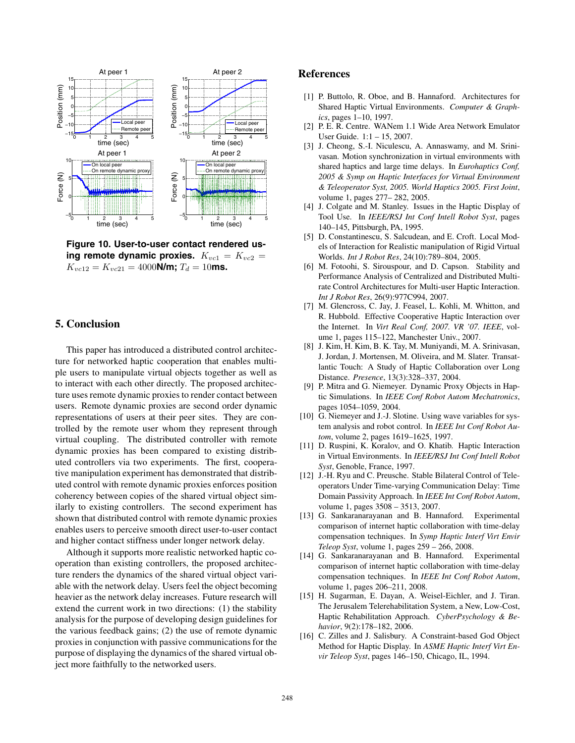At peer 1

Position (mm)

15
10
5
0
−5
−10
−15

0 1 2 3 4 5

time (sec)

Local peer
Remote peer

At peer 2

Position (mm)

15
10
5
0
−5
−10
−15

0 1 2 3 4 5

time (sec)

Local peer
Remote peer

At peer 1

Force (N)

10
5
0
−5

0 1 2 3 4 5

time (sec)

On local peer
On remote dynamic proxy

At peer 2

Force (N)

10
5
0
−5

0 1 2 3 4 5

time (sec)

On local peer
On remote dynamic proxy

**Figure 10. User-to-user contact rendered using remote dynamic proxies.** $K_{vc1} = K_{vc2} = K_{vc12} = K_{vc21} = 4000$**N/m;** $T_d = 10$**ms.**

## 5. Conclusion

This paper has introduced a distributed control architecture for networked haptic cooperation that enables multiple users to manipulate virtual objects together as well as to interact with each other directly. The proposed architecture uses remote dynamic proxies to render contact between users. Remote dynamic proxies are second order dynamic representations of users at their peer sites. They are controlled by the remote user whom they represent through virtual coupling. The distributed controller with remote dynamic proxies has been compared to existing distributed controllers via two experiments. The first, cooperative manipulation experiment has demonstrated that distributed control with remote dynamic proxies enforces position coherency between copies of the shared virtual object similarly to existing controllers. The second experiment has shown that distributed control with remote dynamic proxies enables users to perceive smooth direct user-to-user contact and higher contact stiffness under longer network delay.

Although it supports more realistic networked haptic cooperation than existing controllers, the proposed architecture renders the dynamics of the shared virtual object variable with the network delay. Users feel the object becoming heavier as the network delay increases. Future research will extend the current work in two directions: (1) the stability analysis for the purpose of developing design guidelines for the various feedback gains; (2) the use of remote dynamic proxies in conjunction with passive communications for the purpose of displaying the dynamics of the shared virtual object more faithfully to the networked users.

## References

[1] P. Buttolo, R. Oboe, and B. Hannaford. Architectures for Shared Haptic Virtual Environments. *Computer & Graphics*, pages 1–10, 1997.

[2] P. E. R. Centre. WANem 1.1 Wide Area Network Emulator User Guide. 1:1 – 15, 2007.

[3] J. Cheong, S.-I. Niculescu, A. Annaswamy, and M. Srinivasan. Motion synchronization in virtual environments with shared haptics and large time delays. In *Eurohaptics Conf, 2005 & Symp on Haptic Interfaces for Virtual Environment & Teleoperator Syst, 2005. World Haptics 2005. First Joint*, volume 1, pages 277– 282, 2005.

[4] J. Colgate and M. Stanley. Issues in the Haptic Display of Tool Use. In *IEEE/RSJ Int Conf Intell Robot Syst*, pages 140–145, Pittsburgh, PA, 1995.

[5] D. Constantinescu, S. Salcudean, and E. Croft. Local Models of Interaction for Realistic manipulation of Rigid Virtual Worlds. *Int J Robot Res*, 24(10):789–804, 2005.

[6] M. Fotoohi, S. Sirouspour, and D. Capson. Stability and Performance Analysis of Centralized and Distributed Multirate Control Architectures for Multi-user Haptic Interaction. *Int J Robot Res*, 26(9):977C994, 2007.

[7] M. Glencross, C. Jay, J. Feasel, L. Kohli, M. Whitton, and R. Hubbold. Effective Cooperative Haptic Interaction over the Internet. In *Virt Real Conf, 2007. VR '07. IEEE*, volume 1, pages 115–122, Manchester Univ., 2007.

[8] J. Kim, H. Kim, B. K. Tay, M. Muniyandi, M. A. Srinivasan, J. Jordan, J. Mortensen, M. Oliveira, and M. Slater. Transatlantic Touch: A Study of Haptic Collaboration over Long Distance. *Presence*, 13(3):328–337, 2004.

[9] P. Mitra and G. Niemeyer. Dynamic Proxy Objects in Haptic Simulations. In *IEEE Conf Robot Autom Mechatronics*, pages 1054–1059, 2004.

[10] G. Niemeyer and J.-J. Slotine. Using wave variables for system analysis and robot control. In *IEEE Int Conf Robot Autom*, volume 2, pages 1619–1625, 1997.

[11] D. Ruspini, K. Koralov, and O. Khatib. Haptic Interaction in Virtual Environments. In *IEEE/RSJ Int Conf Intell Robot Syst*, Genoble, France, 1997.

[12] J.-H. Ryu and C. Preusche. Stable Bilateral Control of Teleoperators Under Time-varying Communication Delay: Time Domain Passivity Approach. In *IEEE Int Conf Robot Autom*, volume 1, pages 3508 – 3513, 2007.

[13] G. Sankaranarayanan and B. Hannaford. Experimental comparison of internet haptic collaboration with time-delay compensation techniques. In *Symp Haptic Interf Virt Envir Teleop Syst*, volume 1, pages 259 – 266, 2008.

[14] G. Sankaranarayanan and B. Hannaford. Experimental comparison of internet haptic collaboration with time-delay compensation techniques. In *IEEE Int Conf Robot Autom*, volume 1, pages 206–211, 2008.

[15] H. Sugarman, E. Dayan, A. Weisel-Eichler, and J. Tiran. The Jerusalem Telerehabilitation System, a New, Low-Cost, Haptic Rehabilitation Approach. *CyberPsychology & Behavior*, 9(2):178–182, 2006.

[16] C. Zilles and J. Salisbury. A Constraint-based God Object Method for Haptic Display. In *ASME Haptic Interf Virt Envir Teleop Syst*, pages 146–150, Chicago, IL, 1994.